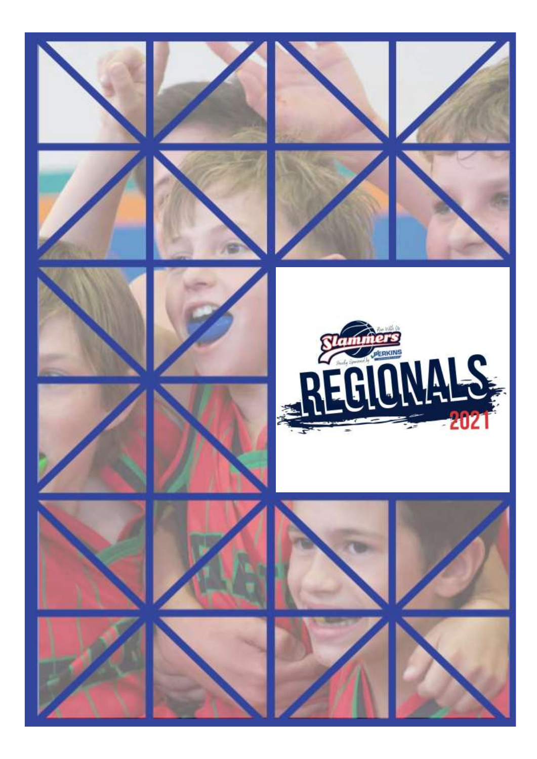Slammers

Proudly Sponsored by Perkins

# REGIONALS

2021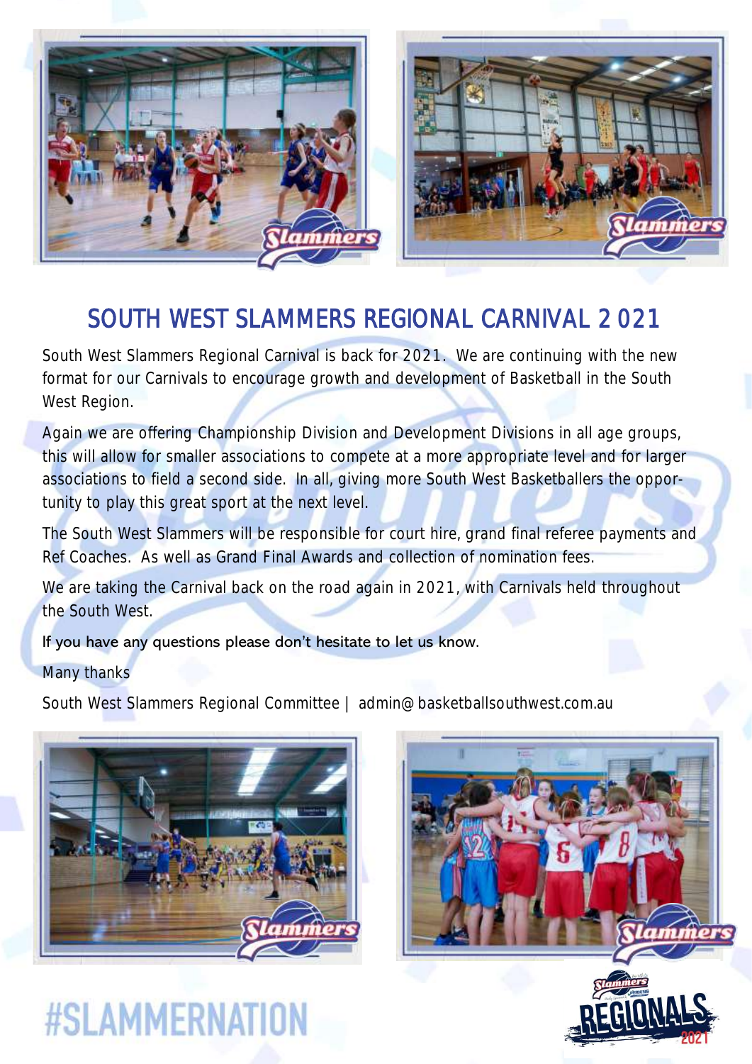# SOUTH WEST SLAMMERS REGIONAL CARNIVAL 2021

South West Slammers Regional Carnival is back for 2021. We are continuing with the new format for our Carnivals to encourage growth and development of Basketball in the South West Region.

Again we are offering Championship Division and Development Divisions in all age groups, this will allow for smaller associations to compete at a more appropriate level and for larger associations to field a second side. In all, giving more South West Basketballers the opportunity to play this great sport at the next level.

The South West Slammers will be responsible for court hire, grand final referee payments and Ref Coaches. As well as Grand Final Awards and collection of nomination fees.

We are taking the Carnival back on the road again in 2021, with Carnivals held throughout the South West.

If you have any questions please don't hesitate to let us know.

Many thanks

South West Slammers Regional Committee | admin@basketballsouthwest.com.au

#SLAMMERNATION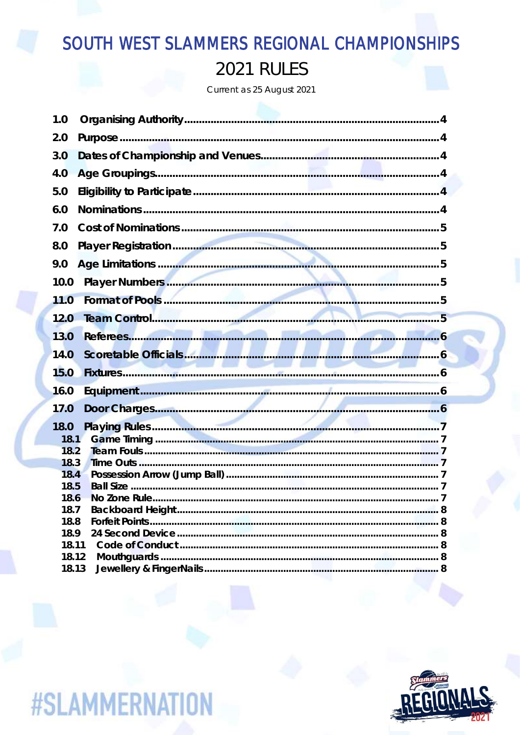# SOUTH WEST SLAMMERS REGIONAL CHAMPIONSHIPS

## 2021 RULES

Current as 25 August 2021

1.0 Organising Authority ....................................................................................4
2.0 Purpose ..........................................................................................................4
3.0 Dates of Championship and Venues..........................................................4
4.0 Age Groupings.............................................................................................4
5.0 Eligibility to Participate ...............................................................................4
6.0 Nominations ..................................................................................................4
7.0 Cost of Nominations ....................................................................................5
8.0 Player Registration ........................................................................................5
9.0 Age Limitations .............................................................................................5
10.0 Player Numbers .........................................................................................5
11.0 Format of Pools ...........................................................................................5
12.0 Team Control...............................................................................................5
13.0 Referees.......................................................................................................6
14.0 Scoretable Officials .....................................................................................6
15.0 Fixtures..........................................................................................................6
16.0 Equipment ....................................................................................................6
17.0 Door Charges...............................................................................................6
18.0 Playing Rules ................................................................................................7
18.1 Game Timing ...............................................................................................7
18.2 Team Fouls ...................................................................................................7
18.3 Time Outs .....................................................................................................7
18.4 Possession Arrow (Jump Ball) ......................................................................7
18.5 Ball Size .........................................................................................................7
18.6 No Zone Rule................................................................................................7
18.7 Backboard Height.........................................................................................8
18.8 Forfeit Points..................................................................................................8
18.9 24 Second Device ........................................................................................8
18.11 Code of Conduct ......................................................................................8
18.12 Mouthguards ..............................................................................................8
18.13 Jewellery & FingerNails ..............................................................................8

#SLAMMERNATION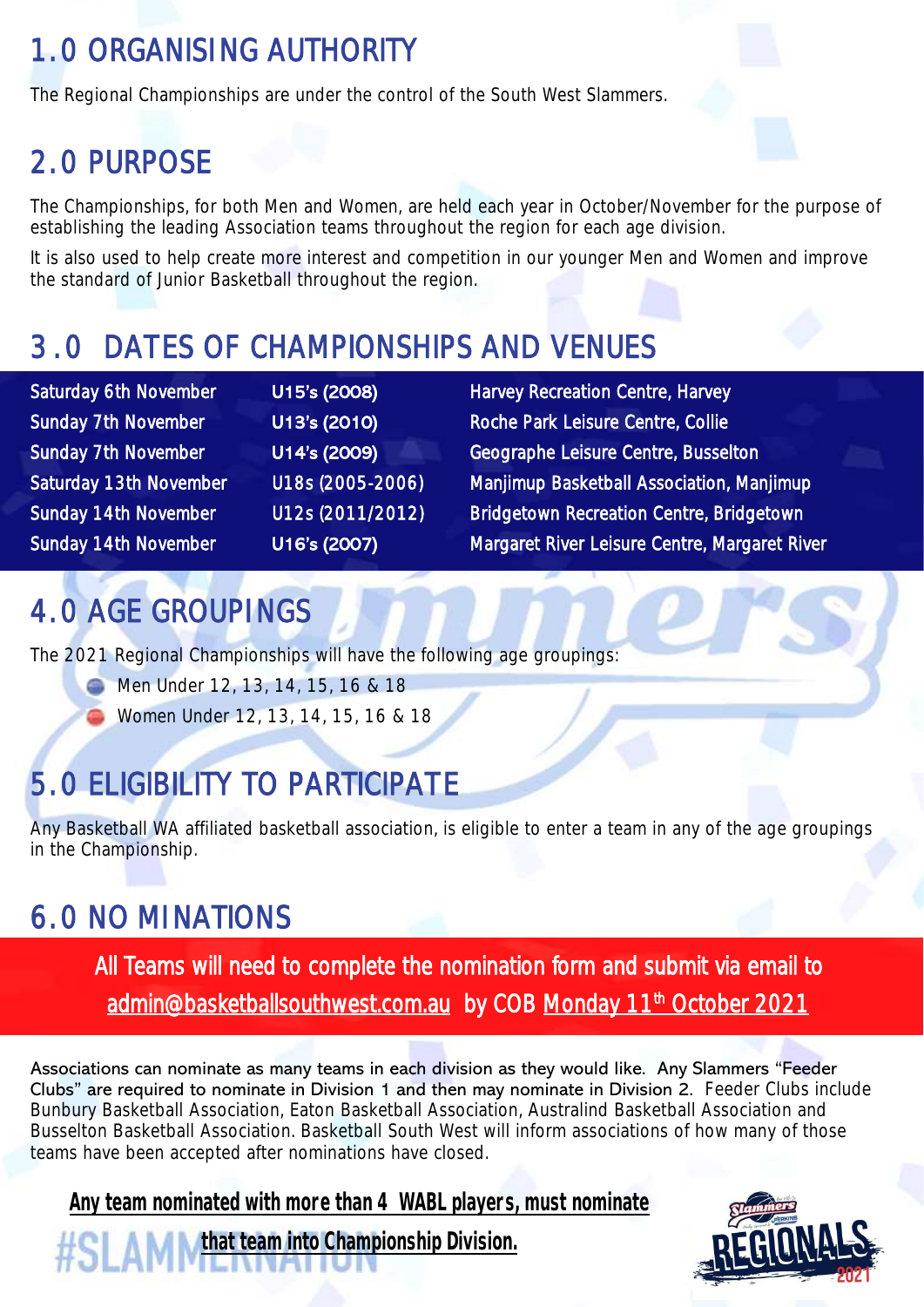## 1.0 ORGANISING AUTHORITY

The Regional Championships are under the control of the South West Slammers.

## 2.0 PURPOSE

The Championships, for both Men and Women, are held each year in October/November for the purpose of establishing the leading Association teams throughout the region for each age division.

It is also used to help create more interest and competition in our younger Men and Women and improve the standard of Junior Basketball throughout the region.

## 3.0 DATES OF CHAMPIONSHIPS AND VENUES

| | | |
|---|---|---|
| Saturday 6th November | U15's (2008) | Harvey Recreation Centre, Harvey |
| Sunday 7th November | U13's (2010) | Roche Park Leisure Centre, Collie |
| Sunday 7th November | U14's (2009) | Geographe Leisure Centre, Busselton |
| Saturday 13th November | U18s (2005-2006) | Manjimup Basketball Association, Manjimup |
| Sunday 14th November | U12s (2011/2012) | Bridgetown Recreation Centre, Bridgetown |
| Sunday 14th November | U16's (2007) | Margaret River Leisure Centre, Margaret River |

## 4.0 AGE GROUPINGS

The 2021 Regional Championships will have the following age groupings:

- Men Under 12, 13, 14, 15, 16 & 18
- Women Under 12, 13, 14, 15, 16 & 18

## 5.0 ELIGIBILITY TO PARTICIPATE

Any Basketball WA affiliated basketball association, is eligible to enter a team in any of the age groupings in the Championship.

## 6.0 NOMINATIONS

**All Teams will need to complete the nomination form and submit via email to admin@basketballsouthwest.com.au by COB Monday 11th October 2021**

Associations can nominate as many teams in each division as they would like. Any Slammers "Feeder Clubs" are required to nominate in Division 1 and then may nominate in Division 2. Feeder Clubs include Bunbury Basketball Association, Eaton Basketball Association, Australind Basketball Association and Busselton Basketball Association. Basketball South West will inform associations of how many of those teams have been accepted after nominations have closed.

**Any team nominated with more than 4 WABL players, must nominate that team into Championship Division.**

#SLAMMERNATION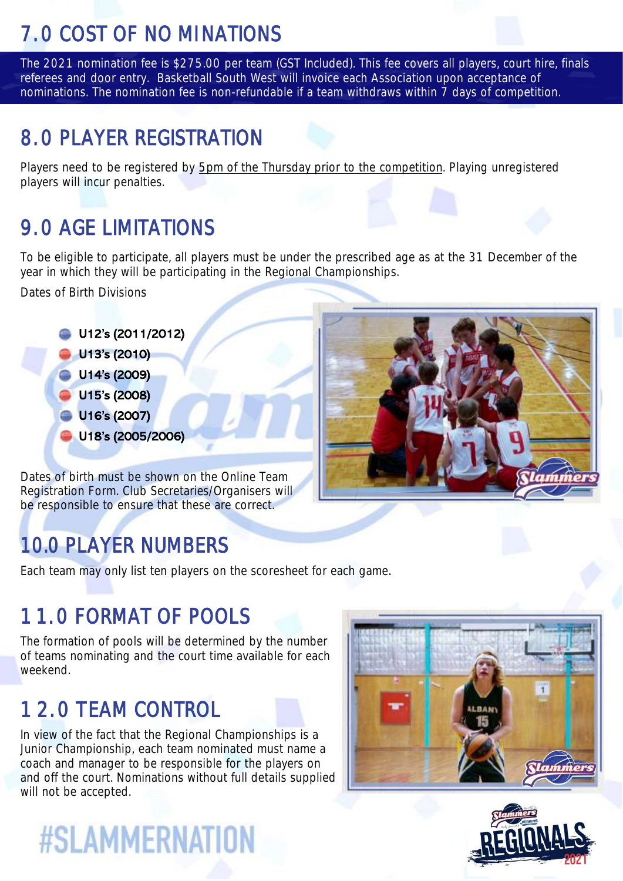## 7.0 COST OF NOMINATIONS

The 2021 nomination fee is $275.00 per team (GST Included). This fee covers all players, court hire, finals referees and door entry. Basketball South West will invoice each Association upon acceptance of nominations. The nomination fee is non-refundable if a team withdraws within 7 days of competition.

## 8.0 PLAYER REGISTRATION

Players need to be registered by 5pm of the Thursday prior to the competition. Playing unregistered players will incur penalties.

## 9.0 AGE LIMITATIONS

To be eligible to participate, all players must be under the prescribed age as at the 31 December of the year in which they will be participating in the Regional Championships.

Dates of Birth Divisions

- U12's (2011/2012)
- U13's (2010)
- U14's (2009)
- U15's (2008)
- U16's (2007)
- U18's (2005/2006)

Dates of birth must be shown on the Online Team Registration Form. Club Secretaries/Organisers will be responsible to ensure that these are correct.

## 10.0 PLAYER NUMBERS

Each team may only list ten players on the scoresheet for each game.

## 11.0 FORMAT OF POOLS

The formation of pools will be determined by the number of teams nominating and the court time available for each weekend.

## 12.0 TEAM CONTROL

In view of the fact that the Regional Championships is a Junior Championship, each team nominated must name a coach and manager to be responsible for the players on and off the court. Nominations without full details supplied will not be accepted.

#SLAMMERNATION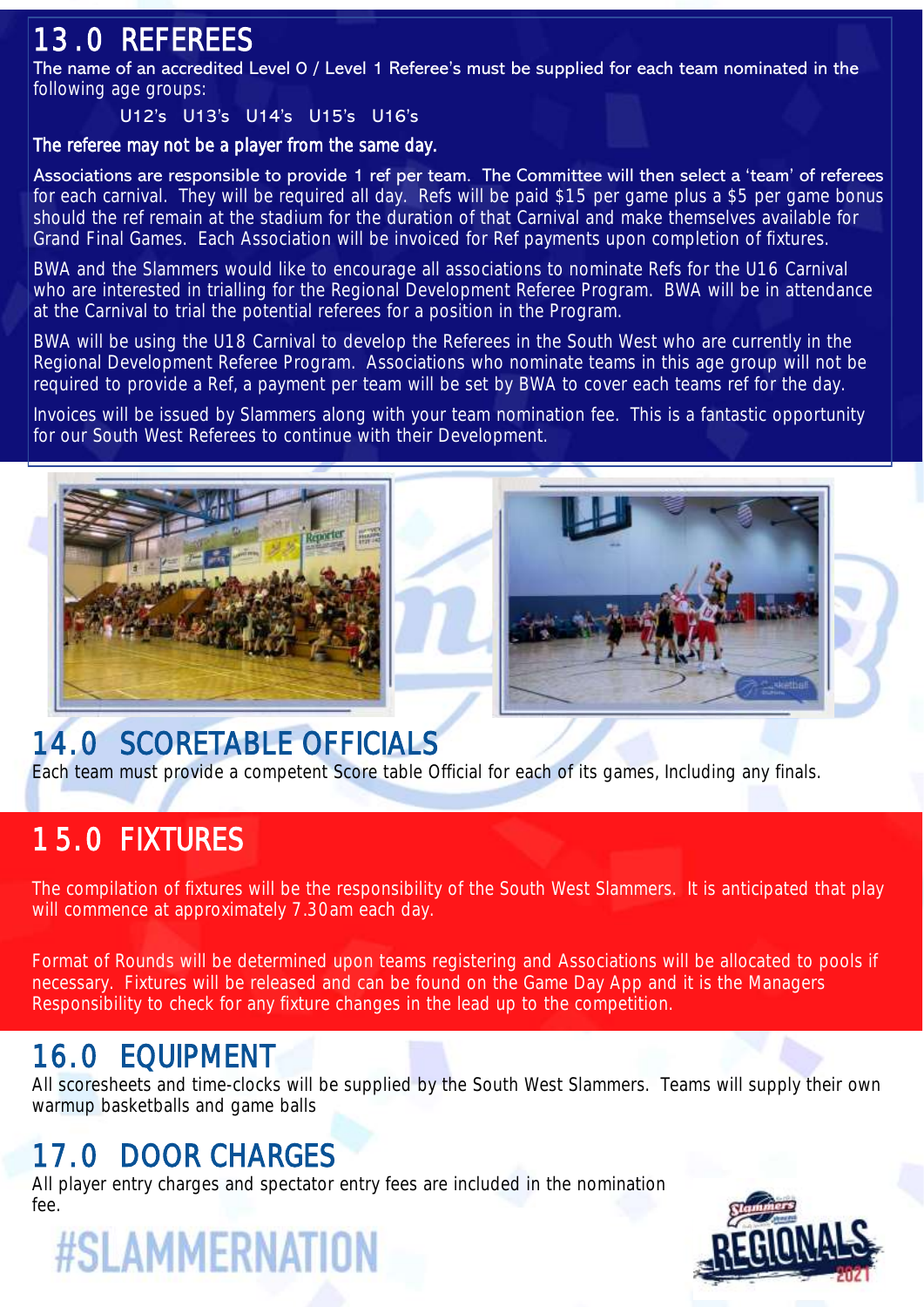## 13.0 REFEREES

The name of an accredited Level 0 / Level 1 Referee's must be supplied for each team nominated in the following age groups:

U12's U13's U14's U15's U16's

The referee may not be a player from the same day.

Associations are responsible to provide 1 ref per team. The Committee will then select a 'team' of referees for each carnival. They will be required all day. Refs will be paid $15 per game plus a $5 per game bonus should the ref remain at the stadium for the duration of that Carnival and make themselves available for Grand Final Games. Each Association will be invoiced for Ref payments upon completion of fixtures.

BWA and the Slammers would like to encourage all associations to nominate Refs for the U16 Carnival who are interested in trialling for the Regional Development Referee Program. BWA will be in attendance at the Carnival to trial the potential referees for a position in the Program.

BWA will be using the U18 Carnival to develop the Referees in the South West who are currently in the Regional Development Referee Program. Associations who nominate teams in this age group will not be required to provide a Ref, a payment per team will be set by BWA to cover each teams ref for the day.

Invoices will be issued by Slammers along with your team nomination fee. This is a fantastic opportunity for our South West Referees to continue with their Development.

## 14.0 SCORETABLE OFFICIALS

Each team must provide a competent Score table Official for each of its games, Including any finals.

## 15.0 FIXTURES

The compilation of fixtures will be the responsibility of the South West Slammers. It is anticipated that play will commence at approximately 7.30am each day.

Format of Rounds will be determined upon teams registering and Associations will be allocated to pools if necessary. Fixtures will be released and can be found on the Game Day App and it is the Managers Responsibility to check for any fixture changes in the lead up to the competition.

## 16.0 EQUIPMENT

All scoresheets and time-clocks will be supplied by the South West Slammers. Teams will supply their own warmup basketballs and game balls

## 17.0 DOOR CHARGES

All player entry charges and spectator entry fees are included in the nomination fee.

#SLAMMERNATION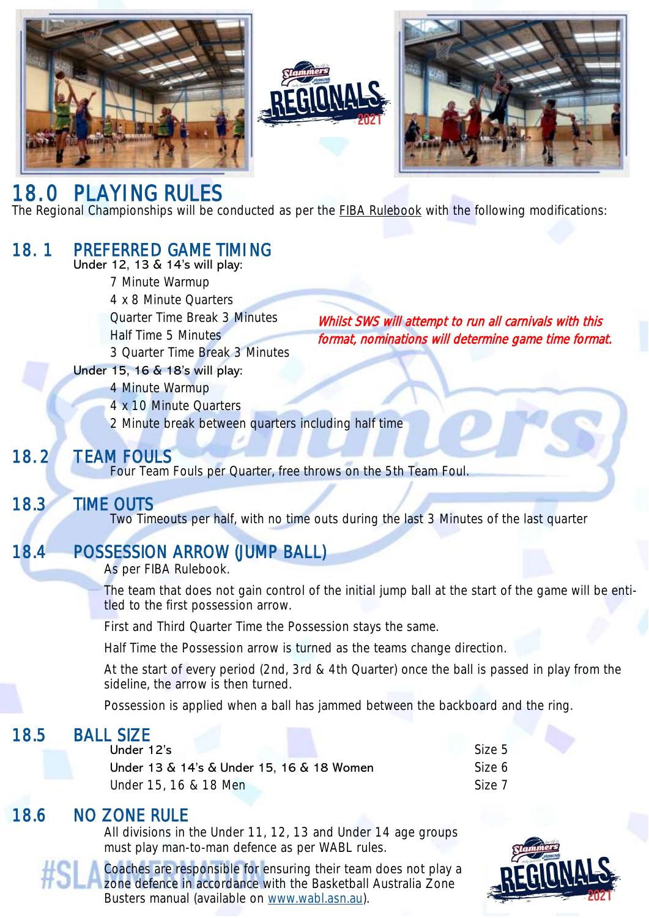## 18.0 PLAYING RULES

The Regional Championships will be conducted as per the FIBA Rulebook with the following modifications:

### 18.1 PREFERRED GAME TIMING

Under 12, 13 & 14's will play:

- 7 Minute Warmup
- 4 x 8 Minute Quarters
- Quarter Time Break 3 Minutes
- Half Time 5 Minutes
- 3 Quarter Time Break 3 Minutes

Under 15, 16 & 18's will play:

- 4 Minute Warmup
- 4 x 10 Minute Quarters
- 2 Minute break between quarters including half time

*Whilst SWS will attempt to run all carnivals with this format, nominations will determine game time format.*

### 18.2 TEAM FOULS

Four Team Fouls per Quarter, free throws on the 5th Team Foul.

### 18.3 TIME OUTS

Two Timeouts per half, with no time outs during the last 3 Minutes of the last quarter

### 18.4 POSSESSION ARROW (JUMP BALL)

As per FIBA Rulebook.

The team that does not gain control of the initial jump ball at the start of the game will be entitled to the first possession arrow.

First and Third Quarter Time the Possession stays the same.

Half Time the Possession arrow is turned as the teams change direction.

At the start of every period (2nd, 3rd & 4th Quarter) once the ball is passed in play from the sideline, the arrow is then turned.

Possession is applied when a ball has jammed between the backboard and the ring.

### 18.5 BALL SIZE

| | |
|---|---|
| Under 12's | Size 5 |
| Under 13 & 14's & Under 15, 16 & 18 Women | Size 6 |
| Under 15, 16 & 18 Men | Size 7 |

### 18.6 NO ZONE RULE

All divisions in the Under 11, 12, 13 and Under 14 age groups must play man-to-man defence as per WABL rules.

Coaches are responsible for ensuring their team does not play a zone defence in accordance with the Basketball Australia Zone Busters manual (available on www.wabl.asn.au).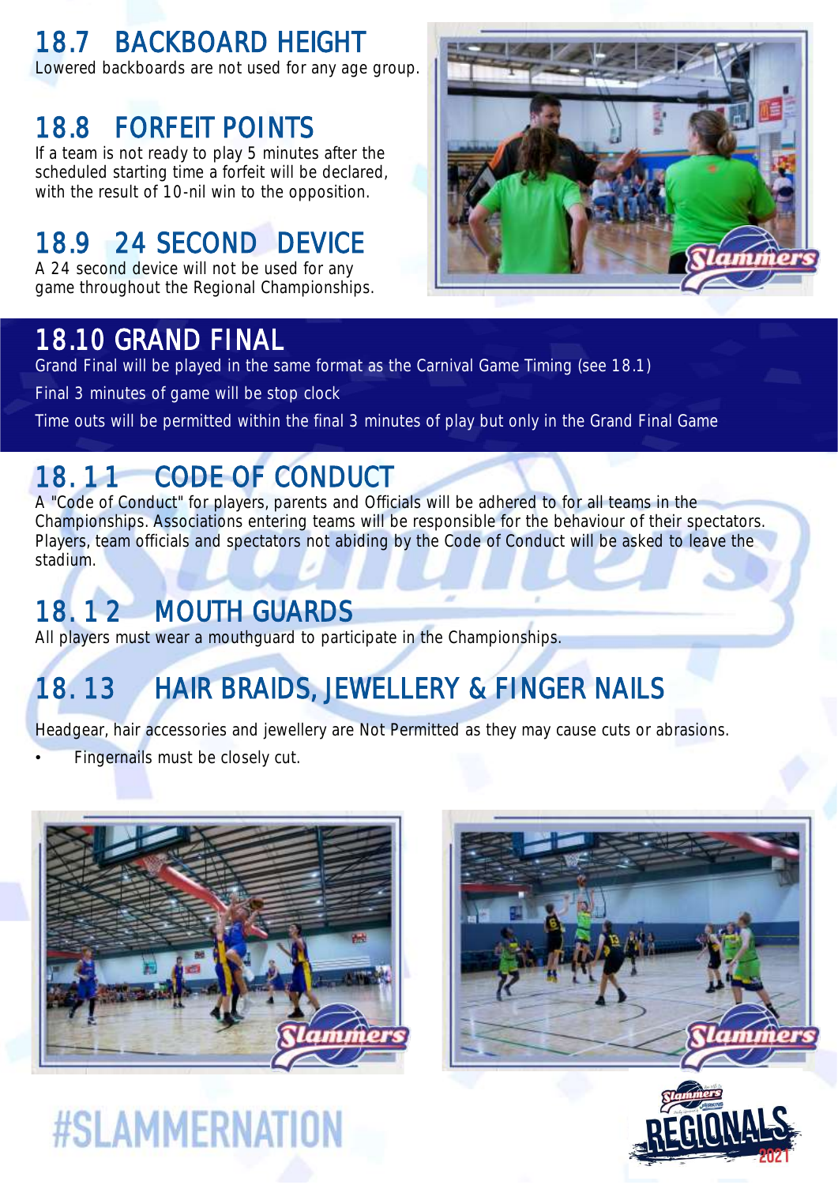## 18.7 BACKBOARD HEIGHT

Lowered backboards are not used for any age group.

## 18.8 FORFEIT POINTS

If a team is not ready to play 5 minutes after the scheduled starting time a forfeit will be declared, with the result of 10-nil win to the opposition.

## 18.9 24 SECOND DEVICE

A 24 second device will not be used for any game throughout the Regional Championships.

## 18.10 GRAND FINAL

Grand Final will be played in the same format as the Carnival Game Timing (see 18.1)

Final 3 minutes of game will be stop clock

Time outs will be permitted within the final 3 minutes of play but only in the Grand Final Game

## 18.11 CODE OF CONDUCT

A "Code of Conduct" for players, parents and Officials will be adhered to for all teams in the Championships. Associations entering teams will be responsible for the behaviour of their spectators. Players, team officials and spectators not abiding by the Code of Conduct will be asked to leave the stadium.

## 18.12 MOUTH GUARDS

All players must wear a mouthguard to participate in the Championships.

## 18.13 HAIR BRAIDS, JEWELLERY & FINGER NAILS

Headgear, hair accessories and jewellery are Not Permitted as they may cause cuts or abrasions.

- Fingernails must be closely cut.

#SLAMMERNATION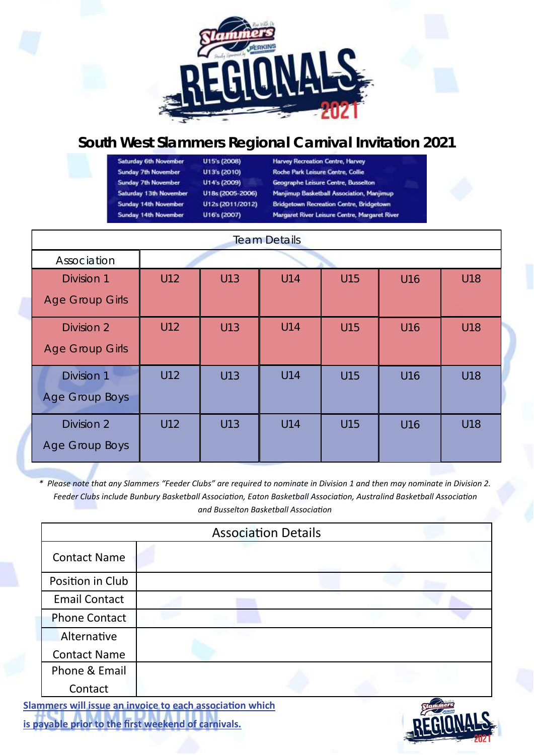# South West Slammers Regional Carnival Invitation 2021

| | | |
|---|---|---|
| Saturday 6th November | U15's (2008) | Harvey Recreation Centre, Harvey |
| Sunday 7th November | U13's (2010) | Roche Park Leisure Centre, Collie |
| Sunday 7th November | U14's (2009) | Geographe Leisure Centre, Busselton |
| Saturday 13th November | U18s (2005-2006) | Manjimup Basketball Association, Manjimup |
| Sunday 14th November | U12s (2011/2012) | Bridgetown Recreation Centre, Bridgetown |
| Sunday 14th November | U16's (2007) | Margaret River Leisure Centre, Margaret River |

| Team Details | | | | | | |
|---|---|---|---|---|---|---|
| Association | | | | | | |
| Division 1 Age Group Girls | U12 | U13 | U14 | U15 | U16 | U18 |
| Division 2 Age Group Girls | U12 | U13 | U14 | U15 | U16 | U18 |
| Division 1 Age Group Boys | U12 | U13 | U14 | U15 | U16 | U18 |
| Division 2 Age Group Boys | U12 | U13 | U14 | U15 | U16 | U18 |

*\* Please note that any Slammers "Feeder Clubs" are required to nominate in Division 1 and then may nominate in Division 2. Feeder Clubs include Bunbury Basketball Association, Eaton Basketball Association, Australind Basketball Association and Busselton Basketball Association*

| Association Details | |
|---|---|
| Contact Name | |
| Position in Club | |
| Email Contact | |
| Phone Contact | |
| Alternative Contact Name | |
| Phone & Email Contact | |

**Slammers will issue an invoice to each association which is payable prior to the first weekend of carnivals.**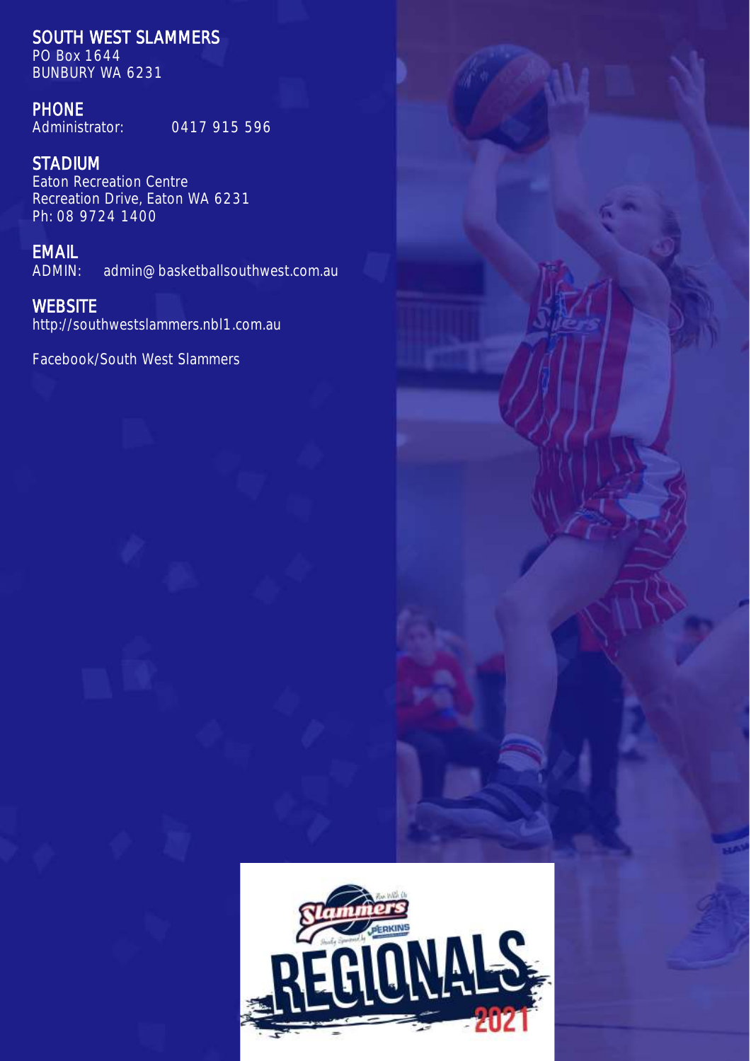## SOUTH WEST SLAMMERS

PO Box 1644
BUNBURY WA 6231

## PHONE

Administrator: 0417 915 596

## STADIUM

Eaton Recreation Centre
Recreation Drive, Eaton WA 6231
Ph: 08 9724 1400

## EMAIL

ADMIN: admin@basketballsouthwest.com.au

## WEBSITE

http://southwestslammers.nbl1.com.au

Facebook/South West Slammers